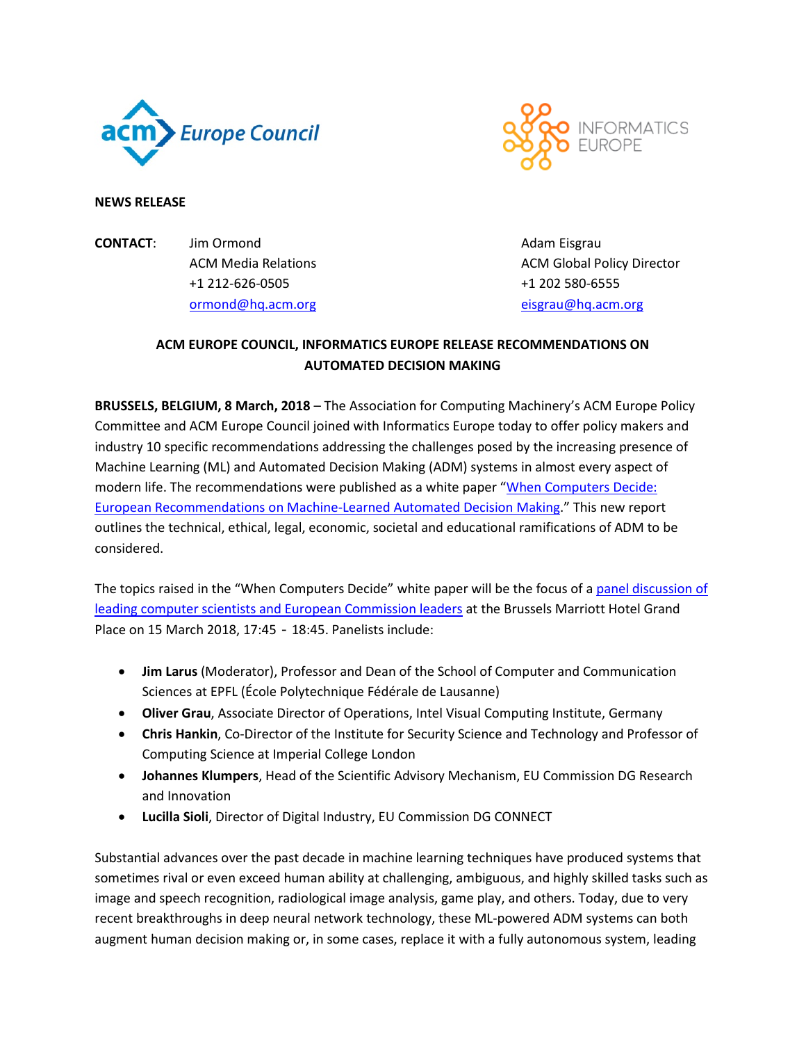**NEWS RELEASE**

**CONTACT**: Jim Ormond
ACM Media Relations
+1 212-626-0505
ormond@hq.acm.org

Adam Eisgrau
ACM Global Policy Director
+1 202 580-6555
eisgrau@hq.acm.org

**ACM EUROPE COUNCIL, INFORMATICS EUROPE RELEASE RECOMMENDATIONS ON AUTOMATED DECISION MAKING**

**BRUSSELS, BELGIUM, 8 March, 2018** – The Association for Computing Machinery's ACM Europe Policy Committee and ACM Europe Council joined with Informatics Europe today to offer policy makers and industry 10 specific recommendations addressing the challenges posed by the increasing presence of Machine Learning (ML) and Automated Decision Making (ADM) systems in almost every aspect of modern life. The recommendations were published as a white paper "When Computers Decide: European Recommendations on Machine-Learned Automated Decision Making." This new report outlines the technical, ethical, legal, economic, societal and educational ramifications of ADM to be considered.

The topics raised in the "When Computers Decide" white paper will be the focus of a panel discussion of leading computer scientists and European Commission leaders at the Brussels Marriott Hotel Grand Place on 15 March 2018, 17:45 - 18:45. Panelists include:

- **Jim Larus** (Moderator), Professor and Dean of the School of Computer and Communication Sciences at EPFL (École Polytechnique Fédérale de Lausanne)
- **Oliver Grau**, Associate Director of Operations, Intel Visual Computing Institute, Germany
- **Chris Hankin**, Co-Director of the Institute for Security Science and Technology and Professor of Computing Science at Imperial College London
- **Johannes Klumpers**, Head of the Scientific Advisory Mechanism, EU Commission DG Research and Innovation
- **Lucilla Sioli**, Director of Digital Industry, EU Commission DG CONNECT

Substantial advances over the past decade in machine learning techniques have produced systems that sometimes rival or even exceed human ability at challenging, ambiguous, and highly skilled tasks such as image and speech recognition, radiological image analysis, game play, and others. Today, due to very recent breakthroughs in deep neural network technology, these ML-powered ADM systems can both augment human decision making or, in some cases, replace it with a fully autonomous system, leading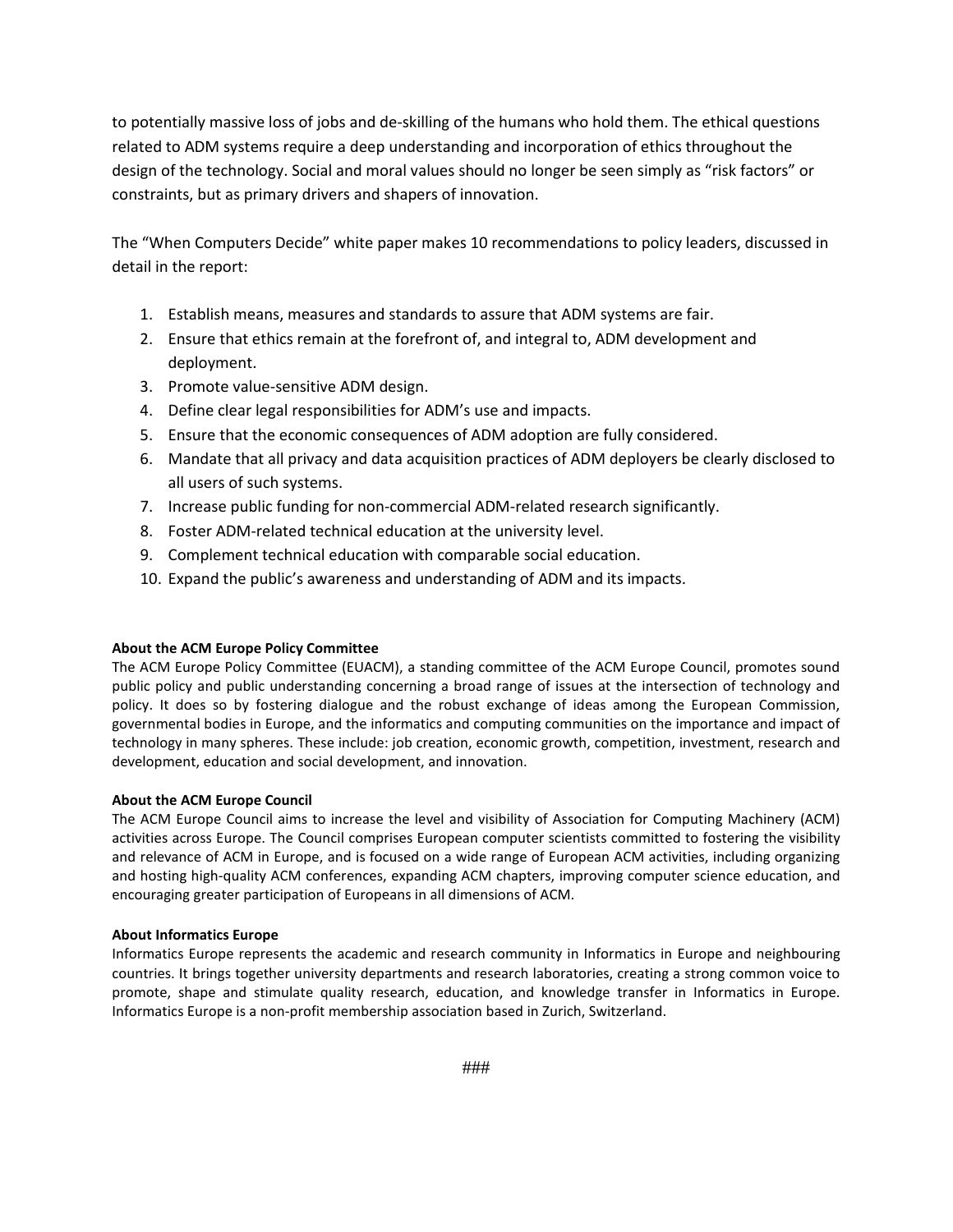to potentially massive loss of jobs and de-skilling of the humans who hold them. The ethical questions related to ADM systems require a deep understanding and incorporation of ethics throughout the design of the technology. Social and moral values should no longer be seen simply as "risk factors" or constraints, but as primary drivers and shapers of innovation.

The "When Computers Decide" white paper makes 10 recommendations to policy leaders, discussed in detail in the report:

1. Establish means, measures and standards to assure that ADM systems are fair.
2. Ensure that ethics remain at the forefront of, and integral to, ADM development and deployment.
3. Promote value-sensitive ADM design.
4. Define clear legal responsibilities for ADM's use and impacts.
5. Ensure that the economic consequences of ADM adoption are fully considered.
6. Mandate that all privacy and data acquisition practices of ADM deployers be clearly disclosed to all users of such systems.
7. Increase public funding for non-commercial ADM-related research significantly.
8. Foster ADM-related technical education at the university level.
9. Complement technical education with comparable social education.
10. Expand the public's awareness and understanding of ADM and its impacts.

**About the ACM Europe Policy Committee**

The ACM Europe Policy Committee (EUACM), a standing committee of the ACM Europe Council, promotes sound public policy and public understanding concerning a broad range of issues at the intersection of technology and policy. It does so by fostering dialogue and the robust exchange of ideas among the European Commission, governmental bodies in Europe, and the informatics and computing communities on the importance and impact of technology in many spheres. These include: job creation, economic growth, competition, investment, research and development, education and social development, and innovation.

**About the ACM Europe Council**

The ACM Europe Council aims to increase the level and visibility of Association for Computing Machinery (ACM) activities across Europe. The Council comprises European computer scientists committed to fostering the visibility and relevance of ACM in Europe, and is focused on a wide range of European ACM activities, including organizing and hosting high-quality ACM conferences, expanding ACM chapters, improving computer science education, and encouraging greater participation of Europeans in all dimensions of ACM.

**About Informatics Europe**

Informatics Europe represents the academic and research community in Informatics in Europe and neighbouring countries. It brings together university departments and research laboratories, creating a strong common voice to promote, shape and stimulate quality research, education, and knowledge transfer in Informatics in Europe. Informatics Europe is a non-profit membership association based in Zurich, Switzerland.

###